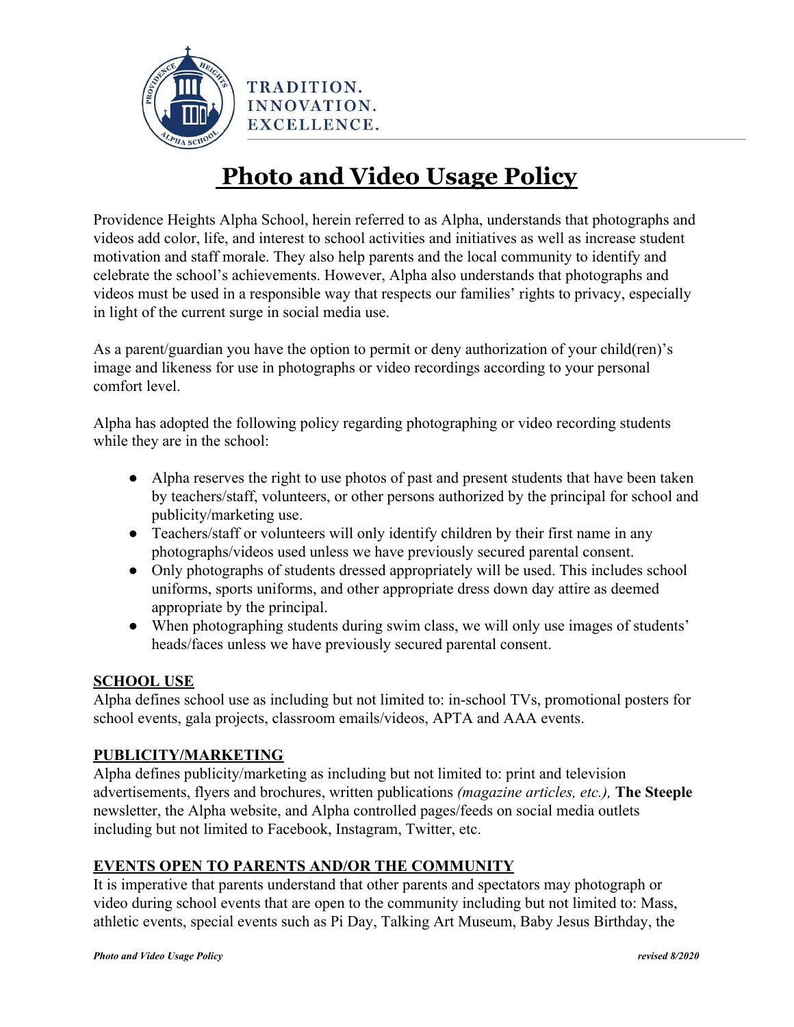TRADITION.
INNOVATION.
EXCELLENCE.

# Photo and Video Usage Policy

Providence Heights Alpha School, herein referred to as Alpha, understands that photographs and videos add color, life, and interest to school activities and initiatives as well as increase student motivation and staff morale. They also help parents and the local community to identify and celebrate the school's achievements. However, Alpha also understands that photographs and videos must be used in a responsible way that respects our families' rights to privacy, especially in light of the current surge in social media use.

As a parent/guardian you have the option to permit or deny authorization of your child(ren)'s image and likeness for use in photographs or video recordings according to your personal comfort level.

Alpha has adopted the following policy regarding photographing or video recording students while they are in the school:

- Alpha reserves the right to use photos of past and present students that have been taken by teachers/staff, volunteers, or other persons authorized by the principal for school and publicity/marketing use.
- Teachers/staff or volunteers will only identify children by their first name in any photographs/videos used unless we have previously secured parental consent.
- Only photographs of students dressed appropriately will be used. This includes school uniforms, sports uniforms, and other appropriate dress down day attire as deemed appropriate by the principal.
- When photographing students during swim class, we will only use images of students' heads/faces unless we have previously secured parental consent.

## SCHOOL USE

Alpha defines school use as including but not limited to: in-school TVs, promotional posters for school events, gala projects, classroom emails/videos, APTA and AAA events.

## PUBLICITY/MARKETING

Alpha defines publicity/marketing as including but not limited to: print and television advertisements, flyers and brochures, written publications *(magazine articles, etc.),* **The Steeple** newsletter, the Alpha website, and Alpha controlled pages/feeds on social media outlets including but not limited to Facebook, Instagram, Twitter, etc.

## EVENTS OPEN TO PARENTS AND/OR THE COMMUNITY

It is imperative that parents understand that other parents and spectators may photograph or video during school events that are open to the community including but not limited to: Mass, athletic events, special events such as Pi Day, Talking Art Museum, Baby Jesus Birthday, the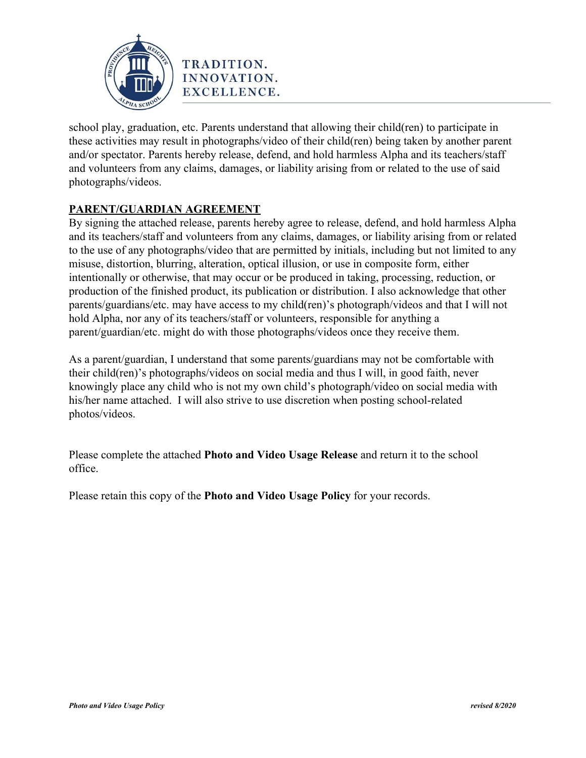school play, graduation, etc. Parents understand that allowing their child(ren) to participate in these activities may result in photographs/video of their child(ren) being taken by another parent and/or spectator. Parents hereby release, defend, and hold harmless Alpha and its teachers/staff and volunteers from any claims, damages, or liability arising from or related to the use of said photographs/videos.

## PARENT/GUARDIAN AGREEMENT

By signing the attached release, parents hereby agree to release, defend, and hold harmless Alpha and its teachers/staff and volunteers from any claims, damages, or liability arising from or related to the use of any photographs/video that are permitted by initials, including but not limited to any misuse, distortion, blurring, alteration, optical illusion, or use in composite form, either intentionally or otherwise, that may occur or be produced in taking, processing, reduction, or production of the finished product, its publication or distribution. I also acknowledge that other parents/guardians/etc. may have access to my child(ren)'s photograph/videos and that I will not hold Alpha, nor any of its teachers/staff or volunteers, responsible for anything a parent/guardian/etc. might do with those photographs/videos once they receive them.

As a parent/guardian, I understand that some parents/guardians may not be comfortable with their child(ren)'s photographs/videos on social media and thus I will, in good faith, never knowingly place any child who is not my own child's photograph/video on social media with his/her name attached. I will also strive to use discretion when posting school-related photos/videos.

Please complete the attached **Photo and Video Usage Release** and return it to the school office.

Please retain this copy of the **Photo and Video Usage Policy** for your records.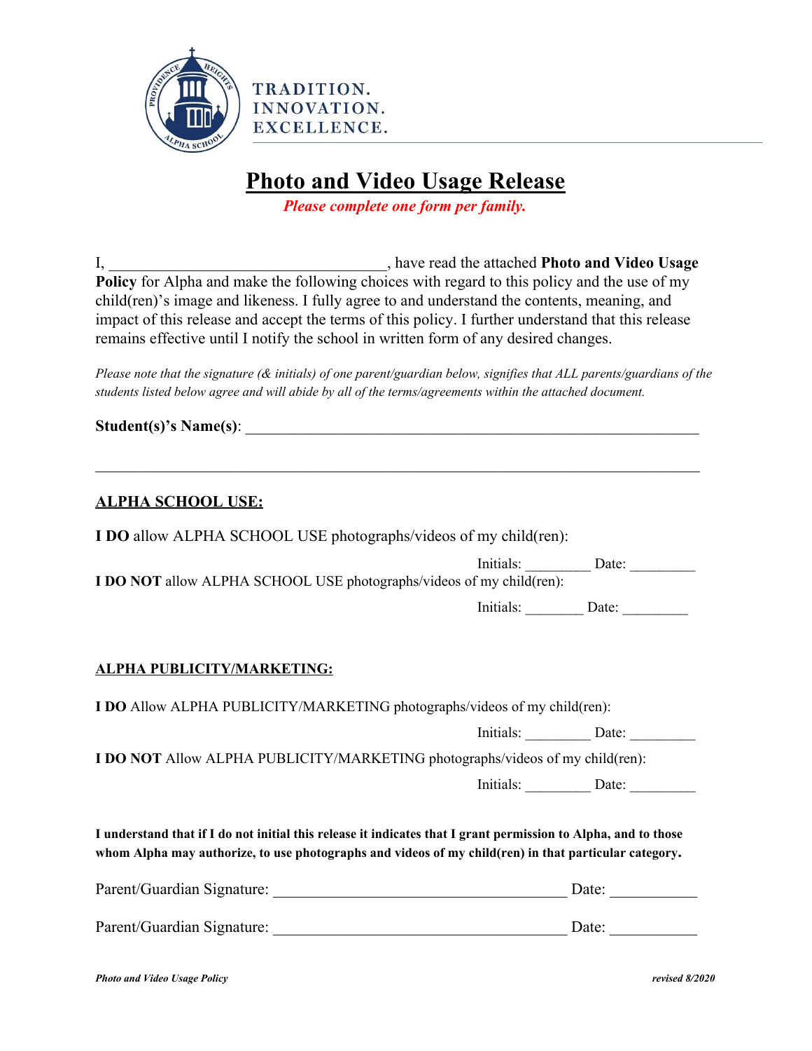TRADITION.
INNOVATION.
EXCELLENCE.

# Photo and Video Usage Release

*Please complete one form per family.*

I, ___________________________________, have read the attached **Photo and Video Usage Policy** for Alpha and make the following choices with regard to this policy and the use of my child(ren)'s image and likeness. I fully agree to and understand the contents, meaning, and impact of this release and accept the terms of this policy. I further understand that this release remains effective until I notify the school in written form of any desired changes.

*Please note that the signature (& initials) of one parent/guardian below, signifies that ALL parents/guardians of the students listed below agree and will abide by all of the terms/agreements within the attached document.*

**Student(s)'s Name(s)**: ___________________________________________________________

_____________________________________________________________________________

**ALPHA SCHOOL USE:**

**I DO** allow ALPHA SCHOOL USE photographs/videos of my child(ren):

Initials: ________ Date: ________

**I DO NOT** allow ALPHA SCHOOL USE photographs/videos of my child(ren):

Initials: ________ Date: ________

**ALPHA PUBLICITY/MARKETING:**

**I DO** Allow ALPHA PUBLICITY/MARKETING photographs/videos of my child(ren):

Initials: ________ Date: ________

**I DO NOT** Allow ALPHA PUBLICITY/MARKETING photographs/videos of my child(ren):

Initials: ________ Date: ________

**I understand that if I do not initial this release it indicates that I grant permission to Alpha, and to those whom Alpha may authorize, to use photographs and videos of my child(ren) in that particular category.**

Parent/Guardian Signature: ______________________________________ Date: ___________

Parent/Guardian Signature: ______________________________________ Date: ___________